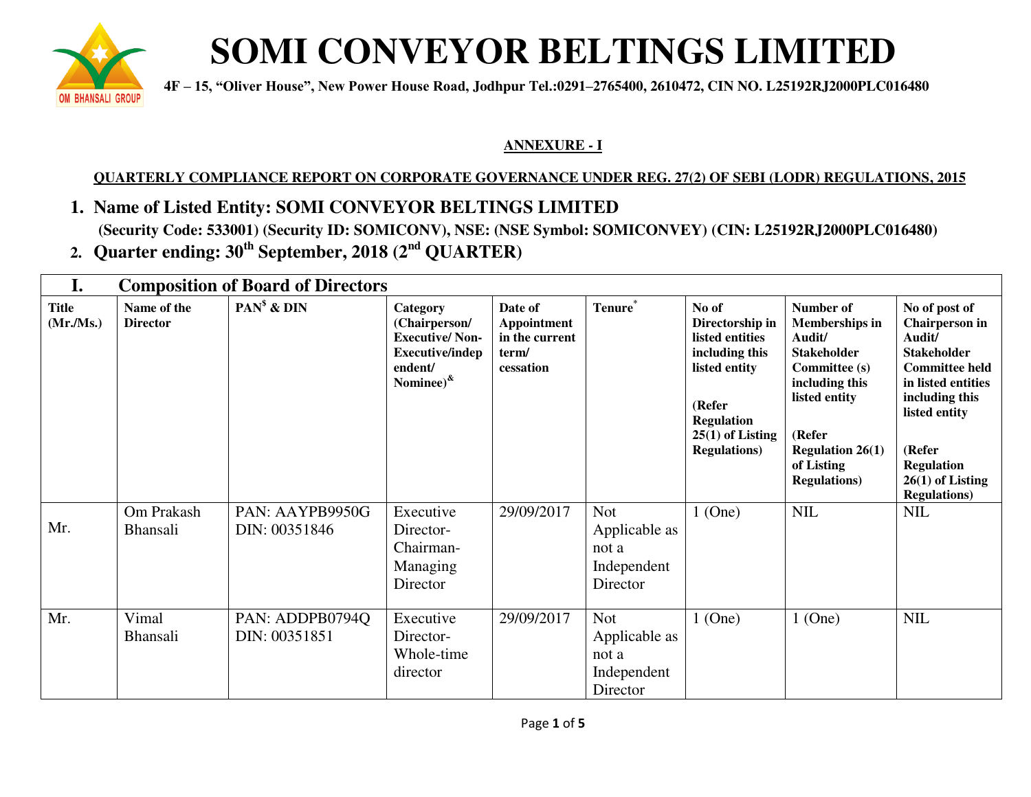# SOMI CONVEYOR BELTINGS LIMITED

**4F – 15, "Oliver House", New Power House Road, Jodhpur Tel.:0291–2765400, 2610472, CIN NO. L25192RJ2000PLC016480**

**ANNEXURE - I**

**QUARTERLY COMPLIANCE REPORT ON CORPORATE GOVERNANCE UNDER REG. 27(2) OF SEBI (LODR) REGULATIONS, 2015**

1. **Name of Listed Entity: SOMI CONVEYOR BELTINGS LIMITED**
   **(Security Code: 533001) (Security ID: SOMICONV), NSE: (NSE Symbol: SOMICONVEY) (CIN: L25192RJ2000PLC016480)**
2. **Quarter ending: 30th September, 2018 (2nd QUARTER)**

## I. Composition of Board of Directors

| Title (Mr./Ms.) | Name of the Director | PAN[$] & DIN | Category (Chairperson/ Executive/ Non-Executive/independent/ Nominee)[&] | Date of Appointment in the current term/ cessation | Tenure[*] | No of Directorship in listed entities including this listed entity (Refer Regulation 25(1) of Listing Regulations) | Number of Memberships in Audit/ Stakeholder Committee (s) including this listed entity (Refer Regulation 26(1) of Listing Regulations) | No of post of Chairperson in Audit/ Stakeholder Committee held in listed entities including this listed entity (Refer Regulation 26(1) of Listing Regulations) |
|---|---|---|---|---|---|---|---|---|
| Mr. | Om Prakash Bhansali | PAN: AAYPB9950G DIN: 00351846 | Executive Director-Chairman-Managing Director | 29/09/2017 | Not Applicable as not a Independent Director | 1 (One) | NIL | NIL |
| Mr. | Vimal Bhansali | PAN: ADDPB0794Q DIN: 00351851 | Executive Director-Whole-time director | 29/09/2017 | Not Applicable as not a Independent Director | 1 (One) | 1 (One) | NIL |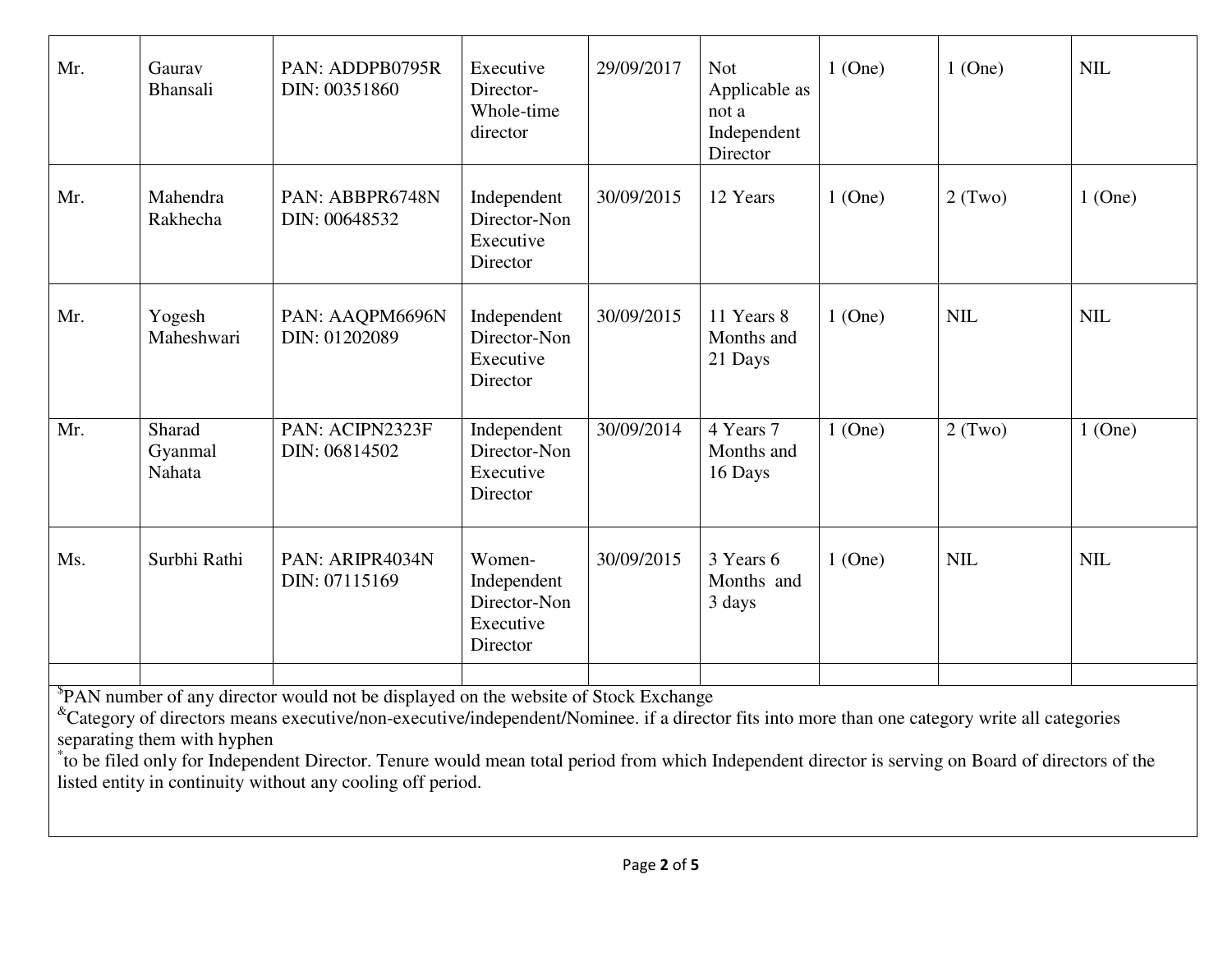| | | | | | | | | |
|---|---|---|---|---|---|---|---|---|
| Mr. | Gaurav Bhansali | PAN: ADDPB0795R DIN: 00351860 | Executive Director-Whole-time director | 29/09/2017 | Not Applicable as not a Independent Director | 1 (One) | 1 (One) | NIL |
| Mr. | Mahendra Rakhecha | PAN: ABBPR6748N DIN: 00648532 | Independent Director-Non Executive Director | 30/09/2015 | 12 Years | 1 (One) | 2 (Two) | 1 (One) |
| Mr. | Yogesh Maheshwari | PAN: AAQPM6696N DIN: 01202089 | Independent Director-Non Executive Director | 30/09/2015 | 11 Years 8 Months and 21 Days | 1 (One) | NIL | NIL |
| Mr. | Sharad Gyanmal Nahata | PAN: ACIPN2323F DIN: 06814502 | Independent Director-Non Executive Director | 30/09/2014 | 4 Years 7 Months and 16 Days | 1 (One) | 2 (Two) | 1 (One) |
| Ms. | Surbhi Rathi | PAN: ARIPR4034N DIN: 07115169 | Women-Independent Director-Non Executive Director | 30/09/2015 | 3 Years 6 Months and 3 days | 1 (One) | NIL | NIL |
| | | | | | | | | |

[$]PAN number of any director would not be displayed on the website of Stock Exchange
[&]Category of directors means executive/non-executive/independent/Nominee. if a director fits into more than one category write all categories separating them with hyphen
[*]to be filed only for Independent Director. Tenure would mean total period from which Independent director is serving on Board of directors of the listed entity in continuity without any cooling off period.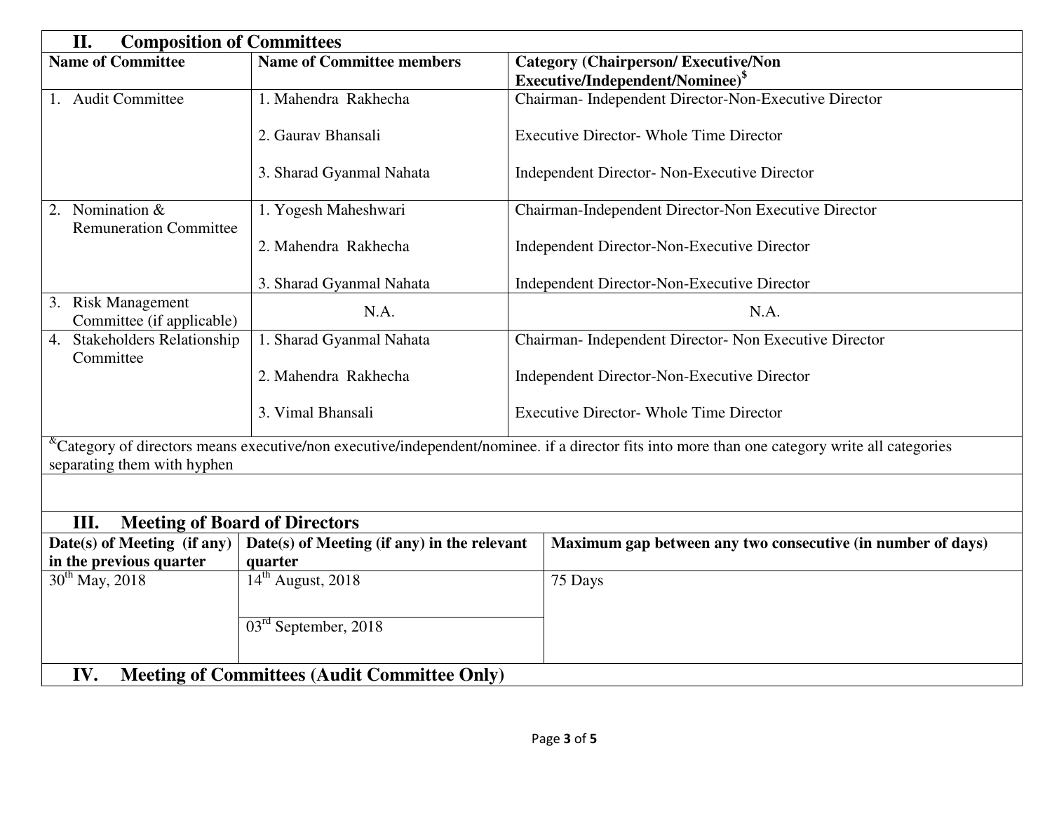## II. Composition of Committees

| Name of Committee | Name of Committee members | Category (Chairperson/ Executive/Non Executive/Independent/Nominee)$ |
|---|---|---|
| 1. Audit Committee | 1. Mahendra Rakhecha | Chairman- Independent Director-Non-Executive Director |
| | 2. Gaurav Bhansali | Executive Director- Whole Time Director |
| | 3. Sharad Gyanmal Nahata | Independent Director- Non-Executive Director |
| 2. Nomination & Remuneration Committee | 1. Yogesh Maheshwari | Chairman-Independent Director-Non Executive Director |
| | 2. Mahendra Rakhecha | Independent Director-Non-Executive Director |
| | 3. Sharad Gyanmal Nahata | Independent Director-Non-Executive Director |
| 3. Risk Management Committee (if applicable) | N.A. | N.A. |
| 4. Stakeholders Relationship Committee | 1. Sharad Gyanmal Nahata | Chairman- Independent Director- Non Executive Director |
| | 2. Mahendra Rakhecha | Independent Director-Non-Executive Director |
| | 3. Vimal Bhansali | Executive Director- Whole Time Director |

&Category of directors means executive/non executive/independent/nominee. if a director fits into more than one category write all categories separating them with hyphen

## III. Meeting of Board of Directors

| Date(s) of Meeting (if any) in the previous quarter | Date(s) of Meeting (if any) in the relevant quarter | Maximum gap between any two consecutive (in number of days) |
|---|---|---|
| 30th May, 2018 | 14th August, 2018 | 75 Days |
| | 03rd September, 2018 | |

## IV. Meeting of Committees (Audit Committee Only)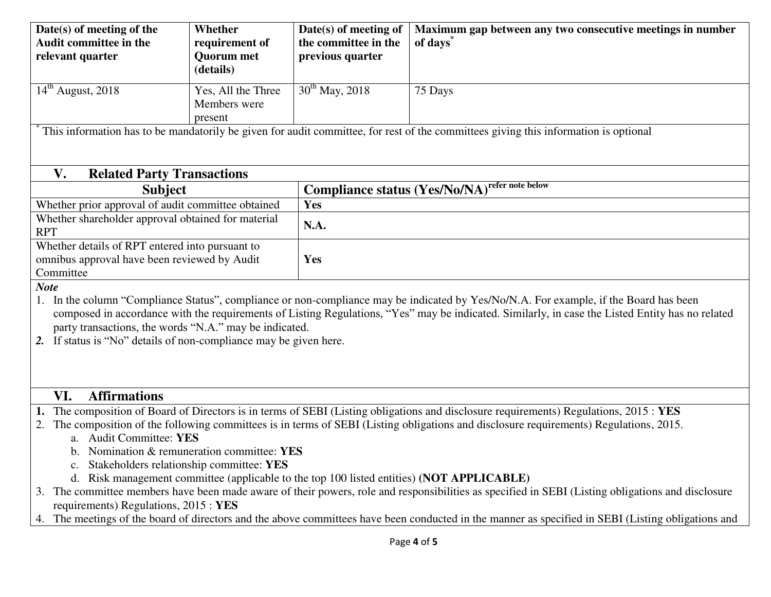| Date(s) of meeting of the Audit committee in the relevant quarter | Whether requirement of Quorum met (details) | Date(s) of meeting of the committee in the previous quarter | Maximum gap between any two consecutive meetings in number of days* |
|---|---|---|---|
| 14th August, 2018 | Yes, All the Three Members were present | 30th May, 2018 | 75 Days |

* This information has to be mandatorily be given for audit committee, for rest of the committees giving this information is optional

## V. Related Party Transactions

| Subject | Compliance status (Yes/No/NA)refer note below |
|---|---|
| Whether prior approval of audit committee obtained | **Yes** |
| Whether shareholder approval obtained for material RPT | **N.A.** |
| Whether details of RPT entered into pursuant to omnibus approval have been reviewed by Audit Committee | **Yes** |

***Note***

1. In the column "Compliance Status", compliance or non-compliance may be indicated by Yes/No/N.A. For example, if the Board has been composed in accordance with the requirements of Listing Regulations, "Yes" may be indicated. Similarly, in case the Listed Entity has no related party transactions, the words "N.A." may be indicated.
2. If status is "No" details of non-compliance may be given here.

## VI. Affirmations

1. The composition of Board of Directors is in terms of SEBI (Listing obligations and disclosure requirements) Regulations, 2015 : **YES**
2. The composition of the following committees is in terms of SEBI (Listing obligations and disclosure requirements) Regulations, 2015.
   a. Audit Committee: **YES**
   b. Nomination & remuneration committee: **YES**
   c. Stakeholders relationship committee: **YES**
   d. Risk management committee (applicable to the top 100 listed entities) **(NOT APPLICABLE)**
3. The committee members have been made aware of their powers, role and responsibilities as specified in SEBI (Listing obligations and disclosure requirements) Regulations, 2015 : **YES**
4. The meetings of the board of directors and the above committees have been conducted in the manner as specified in SEBI (Listing obligations and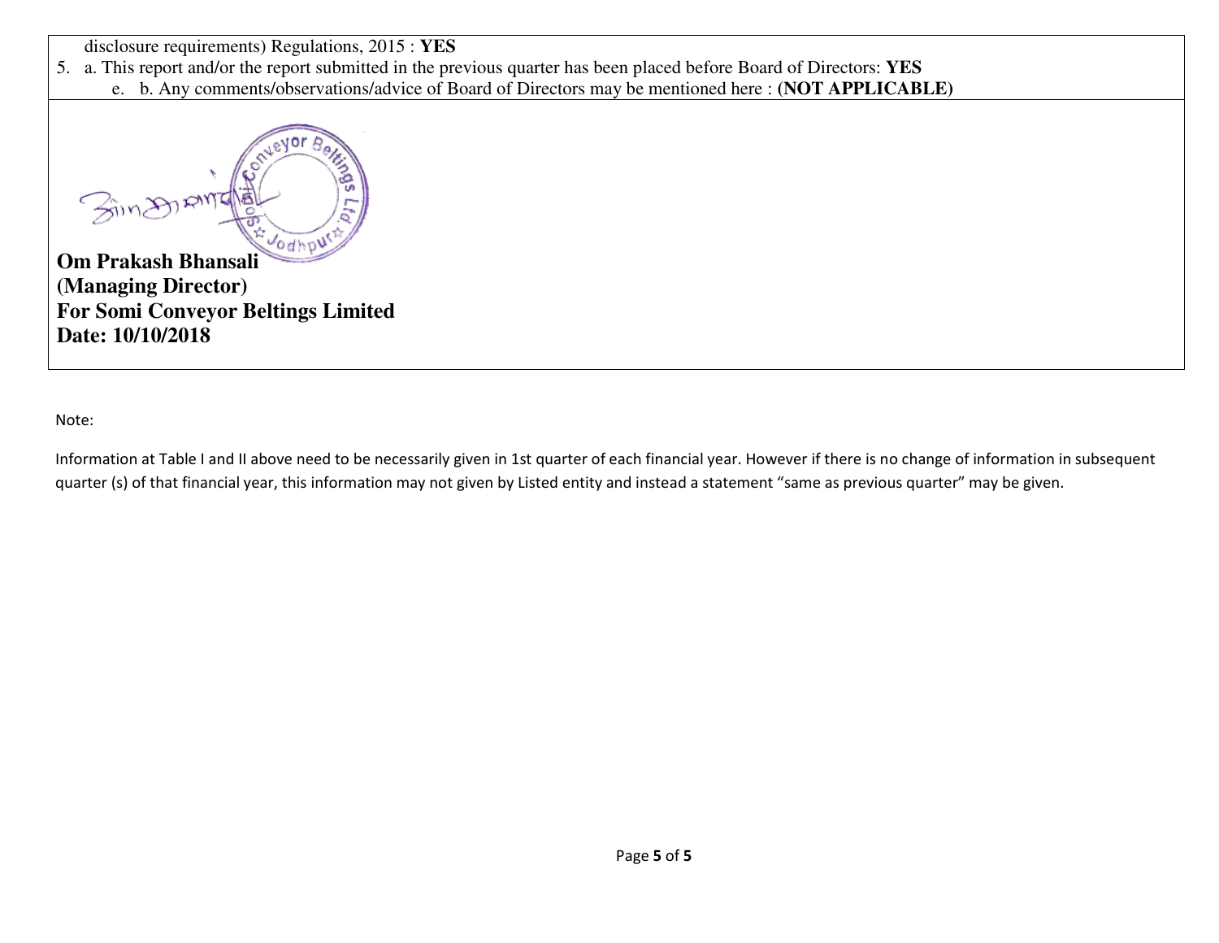disclosure requirements) Regulations, 2015 : **YES**

5. a. This report and/or the report submitted in the previous quarter has been placed before Board of Directors: **YES**
   e. b. Any comments/observations/advice of Board of Directors may be mentioned here : **(NOT APPLICABLE)**

**Om Prakash Bhansali**
**(Managing Director)**
**For Somi Conveyor Beltings Limited**
**Date: 10/10/2018**

Note:

Information at Table I and II above need to be necessarily given in 1st quarter of each financial year. However if there is no change of information in subsequent quarter (s) of that financial year, this information may not given by Listed entity and instead a statement "same as previous quarter" may be given.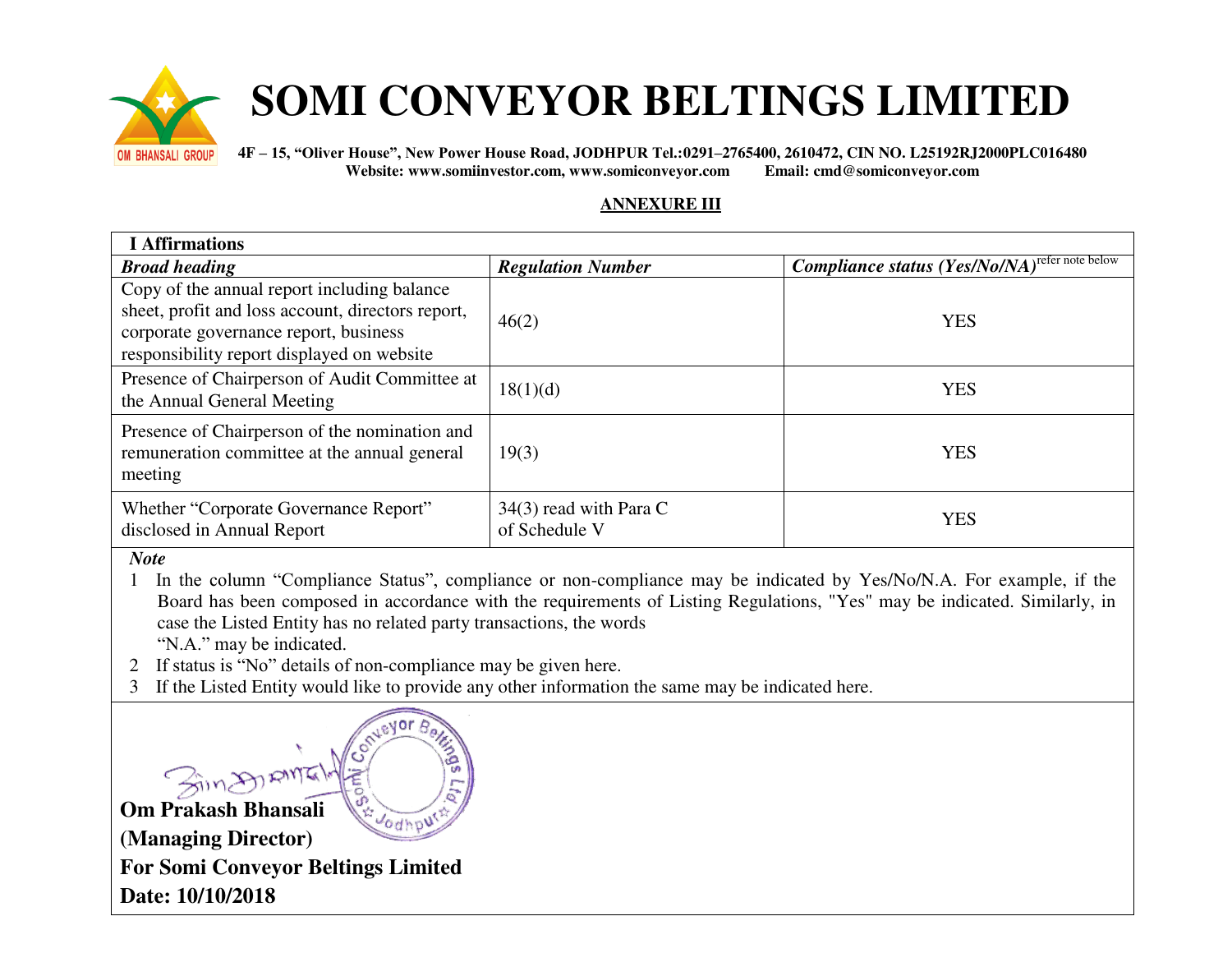# SOMI CONVEYOR BELTINGS LIMITED

**4F – 15, "Oliver House", New Power House Road, JODHPUR Tel.:0291–2765400, 2610472, CIN NO. L25192RJ2000PLC016480**
**Website: www.somiinvestor.com, www.somiconveyor.com Email: cmd@somiconveyor.com**

**ANNEXURE III**

**I Affirmations**

| *Broad heading* | *Regulation Number* | *Compliance status (Yes/No/NA)* refer note below |
|---|---|---|
| Copy of the annual report including balance sheet, profit and loss account, directors report, corporate governance report, business responsibility report displayed on website | 46(2) | YES |
| Presence of Chairperson of Audit Committee at the Annual General Meeting | 18(1)(d) | YES |
| Presence of Chairperson of the nomination and remuneration committee at the annual general meeting | 19(3) | YES |
| Whether "Corporate Governance Report" disclosed in Annual Report | 34(3) read with Para C of Schedule V | YES |

***Note***

1. In the column "Compliance Status", compliance or non-compliance may be indicated by Yes/No/N.A. For example, if the Board has been composed in accordance with the requirements of Listing Regulations, "Yes" may be indicated. Similarly, in case the Listed Entity has no related party transactions, the words "N.A." may be indicated.
2. If status is "No" details of non-compliance may be given here.
3. If the Listed Entity would like to provide any other information the same may be indicated here.

**Om Prakash Bhansali**
**(Managing Director)**
**For Somi Conveyor Beltings Limited**
**Date: 10/10/2018**